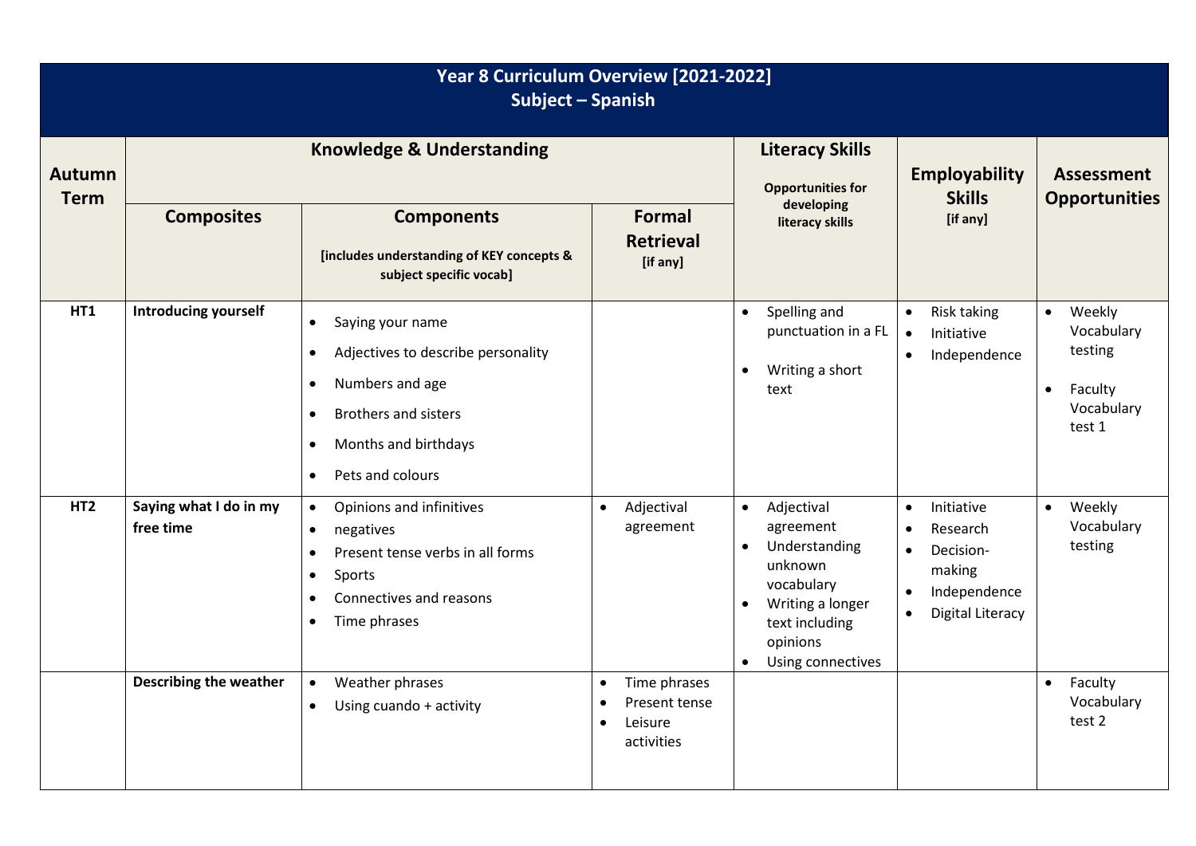# Year 8 Curriculum Overview [2021-2022]
## Subject – Spanish

| Autumn Term | Knowledge & Understanding | | | Literacy Skills | Employability Skills | Assessment Opportunities |
|---|---|---|---|---|---|---|
| | **Composites** | **Components** [includes understanding of KEY concepts & subject specific vocab] | **Formal Retrieval** [if any] | Opportunities for developing literacy skills | [if any] | |
| **HT1** | **Introducing yourself** | • Saying your name<br>• Adjectives to describe personality<br>• Numbers and age<br>• Brothers and sisters<br>• Months and birthdays<br>• Pets and colours | | • Spelling and punctuation in a FL<br>• Writing a short text | • Risk taking<br>• Initiative<br>• Independence | • Weekly Vocabulary testing<br>• Faculty Vocabulary test 1 |
| **HT2** | **Saying what I do in my free time** | • Opinions and infinitives<br>• negatives<br>• Present tense verbs in all forms<br>• Sports<br>• Connectives and reasons<br>• Time phrases | • Adjectival agreement | • Adjectival agreement<br>• Understanding unknown vocabulary<br>• Writing a longer text including opinions<br>• Using connectives | • Initiative<br>• Research<br>• Decision-making<br>• Independence<br>• Digital Literacy | • Weekly Vocabulary testing |
| | **Describing the weather** | • Weather phrases<br>• Using cuando + activity | • Time phrases<br>• Present tense<br>• Leisure activities | | | • Faculty Vocabulary test 2 |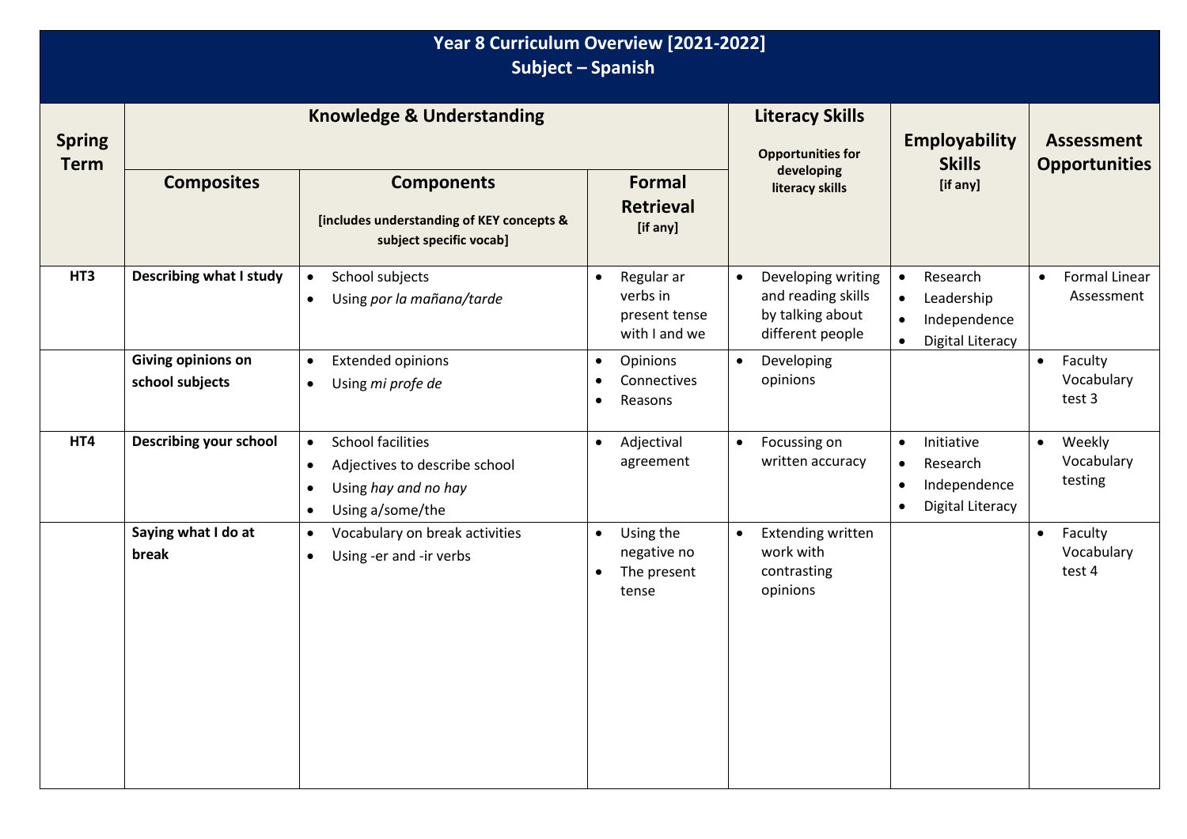# Year 8 Curriculum Overview [2021-2022]
## Subject – Spanish

| Spring Term | Knowledge & Understanding | | | Literacy Skills<br>Opportunities for developing literacy skills | Employability Skills<br>[if any] | Assessment Opportunities |
|---|---|---|---|---|---|---|
| | **Composites** | **Components**<br>[includes understanding of KEY concepts & subject specific vocab] | **Formal Retrieval**<br>[if any] | | | |
| **HT3** | **Describing what I study** | • School subjects<br>• Using *por la mañana/tarde* | • Regular ar verbs in present tense with I and we | • Developing writing and reading skills by talking about different people | • Research<br>• Leadership<br>• Independence<br>• Digital Literacy | • Formal Linear Assessment |
| | **Giving opinions on school subjects** | • Extended opinions<br>• Using *mi profe de* | • Opinions<br>• Connectives<br>• Reasons | • Developing opinions | | • Faculty Vocabulary test 3 |
| **HT4** | **Describing your school** | • School facilities<br>• Adjectives to describe school<br>• Using *hay and no hay*<br>• Using a/some/the | • Adjectival agreement | • Focussing on written accuracy | • Initiative<br>• Research<br>• Independence<br>• Digital Literacy | • Weekly Vocabulary testing |
| | **Saying what I do at break** | • Vocabulary on break activities<br>• Using -er and -ir verbs | • Using the negative no<br>• The present tense | • Extending written work with contrasting opinions | | • Faculty Vocabulary test 4 |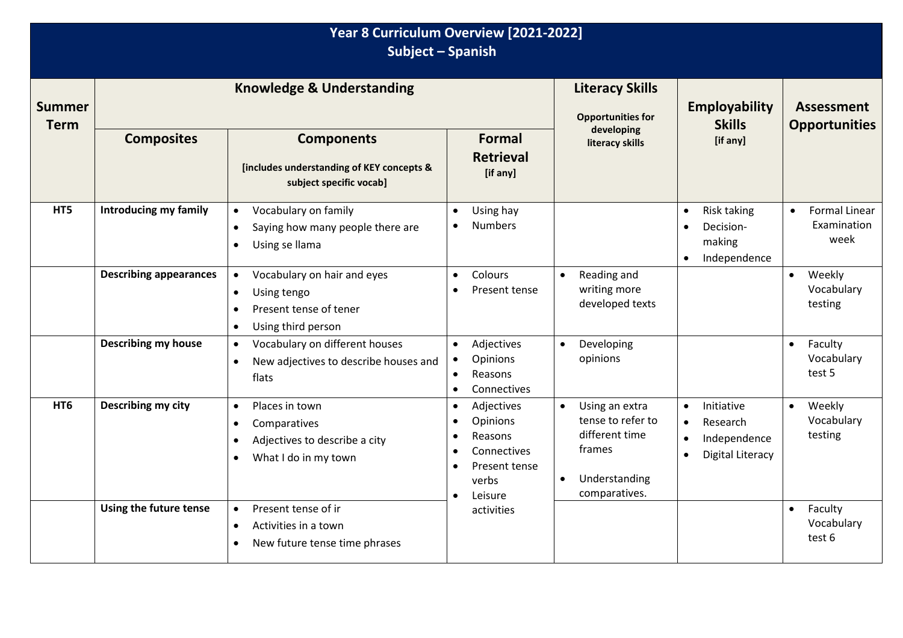# Year 8 Curriculum Overview [2021-2022]
## Subject – Spanish

| Summer Term | Knowledge & Understanding | | | Literacy Skills | Employability Skills | Assessment Opportunities |
|---|---|---|---|---|---|---|
| | **Composites** | **Components** [includes understanding of KEY concepts & subject specific vocab] | **Formal Retrieval** [if any] | Opportunities for developing literacy skills | [if any] | |
| **HT5** | **Introducing my family** | • Vocabulary on family<br>• Saying how many people there are<br>• Using se llama | • Using hay<br>• Numbers | | • Risk taking<br>• Decision-making<br>• Independence | • Formal Linear Examination week |
| | **Describing appearances** | • Vocabulary on hair and eyes<br>• Using tengo<br>• Present tense of tener<br>• Using third person | • Colours<br>• Present tense | • Reading and writing more developed texts | | • Weekly Vocabulary testing |
| | **Describing my house** | • Vocabulary on different houses<br>• New adjectives to describe houses and flats | • Adjectives<br>• Opinions<br>• Reasons<br>• Connectives | • Developing opinions | | • Faculty Vocabulary test 5 |
| **HT6** | **Describing my city** | • Places in town<br>• Comparatives<br>• Adjectives to describe a city<br>• What I do in my town | • Adjectives<br>• Opinions<br>• Reasons<br>• Connectives<br>• Present tense verbs<br>• Leisure activities | • Using an extra tense to refer to different time frames<br>• Understanding comparatives. | • Initiative<br>• Research<br>• Independence<br>• Digital Literacy | • Weekly Vocabulary testing |
| | **Using the future tense** | • Present tense of ir<br>• Activities in a town<br>• New future tense time phrases | | | | • Faculty Vocabulary test 6 |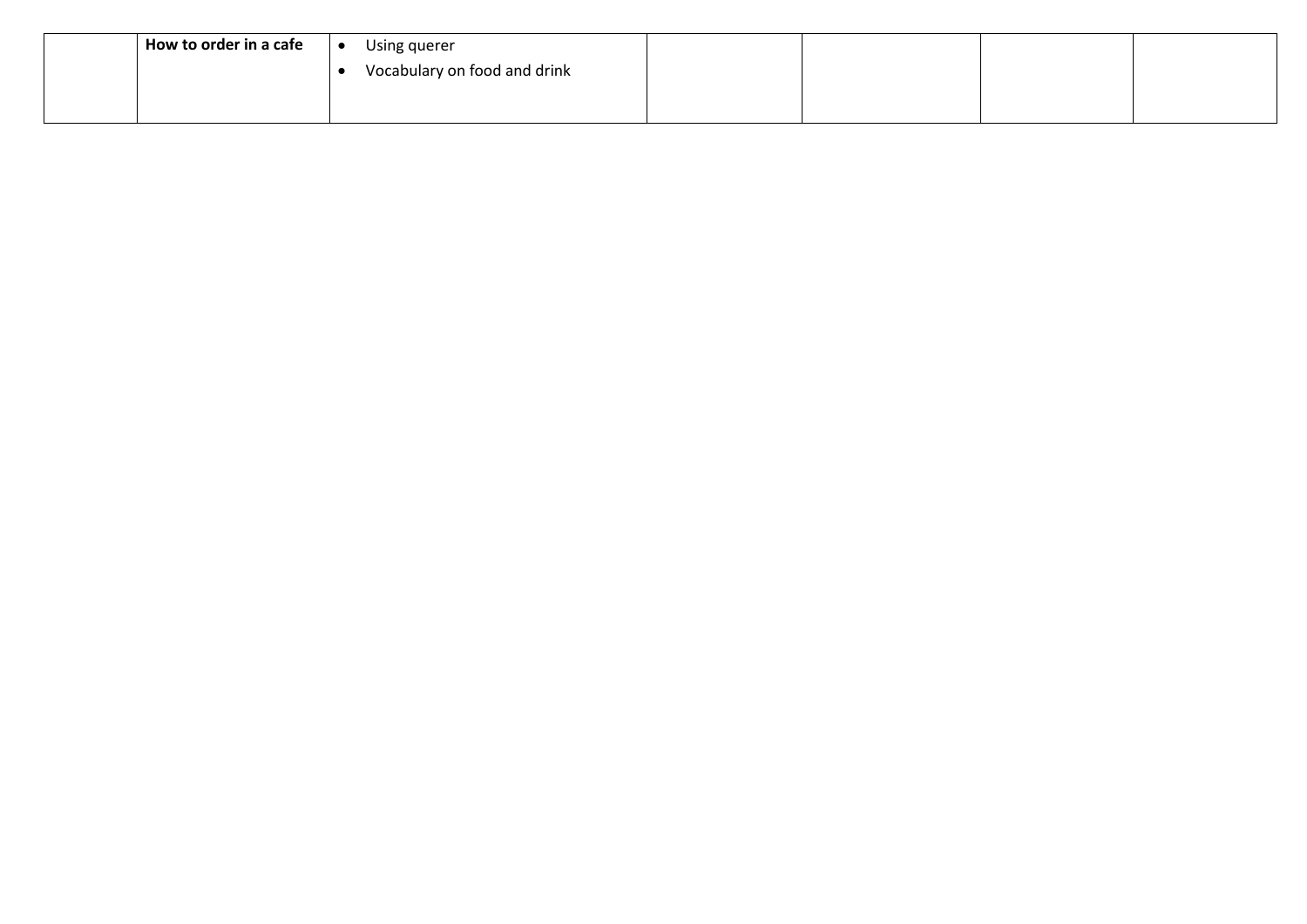| | | | | | | |
|---|---|---|---|---|---|---|
| | **How to order in a cafe** | • Using querer<br>• Vocabulary on food and drink | | | | |